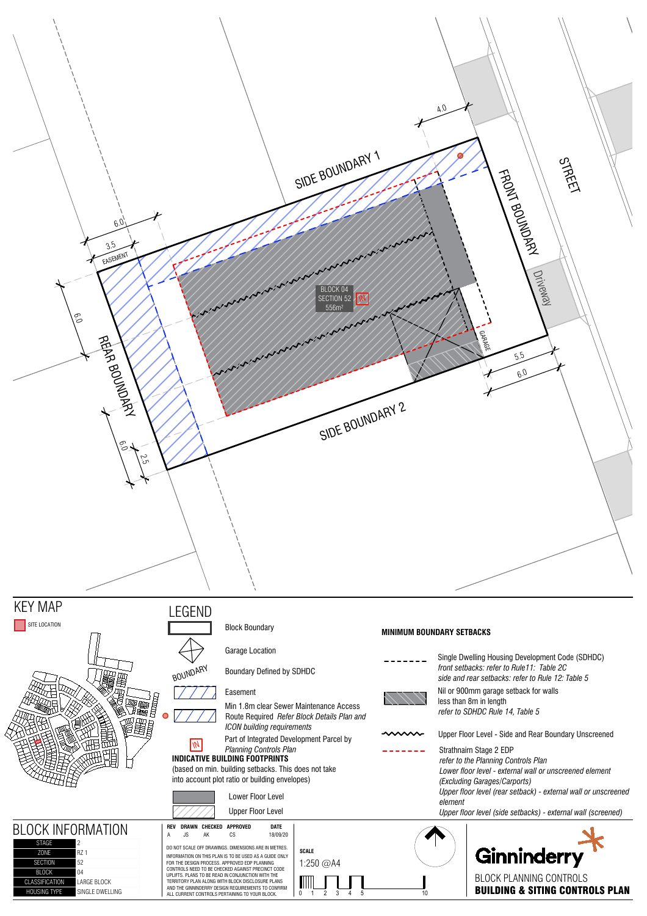SIDE BOUNDARY 1

FRONT BOUNDARY

STREET

Driveway

REAR BOUNDARY

SIDE BOUNDARY 2

EASEMENT

GARAGE

BLOCK 04
SECTION 52
556m²

4.0 | 6.0 | 3.5 | 6.0 | 6.0 | 2.5 | 5.5 | 6.0

## KEY MAP

SITE LOCATION

## LEGEND

- Block Boundary
- Garage Location
- BOUNDARY — Boundary Defined by SDHDC
- Easement
- Min 1.8m clear Sewer Maintenance Access Route Required *Refer Block Details Plan and ICON building requirements*
- Part of Integrated Development Parcel by *Planning Controls Plan*

**INDICATIVE BUILDING FOOTPRINTS**

(based on min. building setbacks. This does not take into account plot ratio or building envelopes)

- Lower Floor Level
- Upper Floor Level

**MINIMUM BOUNDARY SETBACKS**

- Single Dwelling Housing Development Code (SDHDC)
  *front setbacks: refer to Rule11: Table 2C*
  *side and rear setbacks: refer to Rule 12: Table 5*
- Nil or 900mm garage setback for walls less than 8m in length
  *refer to SDHDC Rule 14, Table 5*
- Upper Floor Level - Side and Rear Boundary Unscreened
- Strathnairn Stage 2 EDP
  *refer to the Planning Controls Plan*
  *Lower floor level - external wall or unscreened element*
  *(Excluding Garages/Carports)*
  *Upper floor level (rear setback) - external wall or unscreened element*
  *Upper floor level (side setbacks) - external wall (screened)*

## BLOCK INFORMATION

| | |
|---|---|
| STAGE | 2 |
| ZONE | RZ 1 |
| SECTION | 52 |
| BLOCK | 04 |
| CLASSIFICATION | LARGE BLOCK |
| HOUSING TYPE | SINGLE DWELLING |

| REV | DRAWN | CHECKED | APPROVED | DATE |
|---|---|---|---|---|
| A | JS | AK | CS | 18/09/20 |

DO NOT SCALE OFF DRAWINGS. DIMENSIONS ARE IN METRES.

INFORMATION ON THIS PLAN IS TO BE USED AS A GUIDE ONLY FOR THE DESIGN PROCESS. APPROVED EDP PLANNING CONTROLS NEED TO BE CHECKED AGAINST PRECINCT CODE UPLIFTS. PLANS TO BE READ IN CONJUNCTION WITH THE TERRITORY PLAN ALONG WITH BLOCK DISCLOSURE PLANS AND THE GINNINDERRY DESIGN REQUIREMENTS TO CONFIRM ALL CURRENT CONTROLS PERTAINING TO YOUR BLOCK.

**SCALE**

1:250 @A4

0 1 2 3 4 5 10

Ginninderry

BLOCK PLANNING CONTROLS

**BUILDING & SITING CONTROLS PLAN**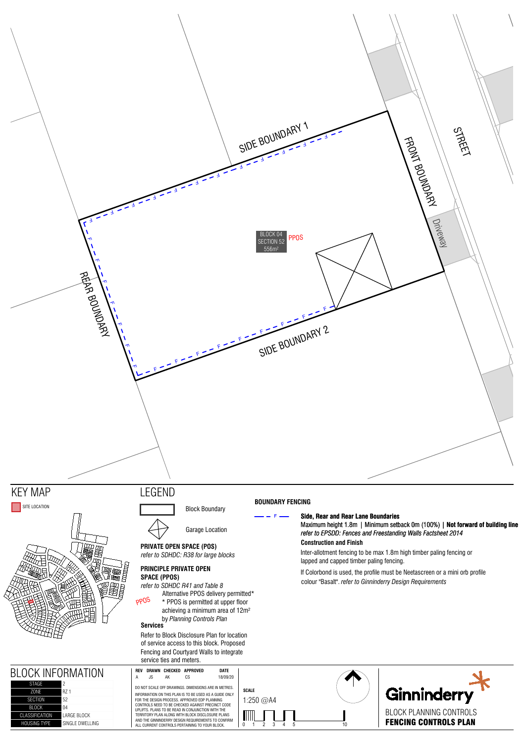SIDE BOUNDARY 1

FRONT BOUNDARY

STREET

Driveway

BLOCK 04
SECTION 52
556m²

PPOS

REAR BOUNDARY

SIDE BOUNDARY 2

## KEY MAP

SITE LOCATION

## LEGEND

Block Boundary

Garage Location

**PRIVATE OPEN SPACE (POS)**
*refer to SDHDC: R38 for large blocks*

**PRINCIPLE PRIVATE OPEN SPACE (PPOS)**
*refer to SDHDC R41 and Table 8*

PPOS — Alternative PPOS delivery permitted*
* PPOS is permitted at upper floor achieving a minimum area of 12m²
by *Planning Controls Plan*

**Services**

Refer to Block Disclosure Plan for location of service access to this block. Proposed Fencing and Courtyard Walls to integrate service ties and meters.

**BOUNDARY FENCING**

**Side, Rear and Rear Lane Boundaries**
Maximum height 1.8m | Minimum setback 0m (100%) | **Not forward of building line**
*refer to EPSDD: Fences and Freestanding Walls Factsheet 2014*

**Construction and Finish**

Inter-allotment fencing to be max 1.8m high timber paling fencing or lapped and capped timber paling fencing.

If Colorbond is used, the profile must be Neetascreen or a mini orb profile colour "Basalt". *refer to Ginninderry Design Requirements*

## BLOCK INFORMATION

| | |
|---|---|
| STAGE | 2 |
| ZONE | RZ 1 |
| SECTION | 52 |
| BLOCK | 04 |
| CLASSIFICATION | LARGE BLOCK |
| HOUSING TYPE | SINGLE DWELLING |

| REV | DRAWN | CHECKED | APPROVED | DATE |
|---|---|---|---|---|
| A | JS | AK | CS | 18/09/20 |

DO NOT SCALE OFF DRAWINGS. DIMENSIONS ARE IN METRES.
INFORMATION ON THIS PLAN IS TO BE USED AS A GUIDE ONLY FOR THE DESIGN PROCESS. APPROVED EDP PLANNING CONTROLS NEED TO BE CHECKED AGAINST PRECINCT CODE UPLIFTS. PLANS TO BE READ IN CONJUNCTION WITH THE TERRITORY PLAN ALONG WITH BLOCK DISCLOSURE PLANS AND THE GINNINDERRY DESIGN REQUIREMENTS TO CONFIRM ALL CURRENT CONTROLS PERTAINING TO YOUR BLOCK.

**SCALE**
1:250 @A4
0 1 2 3 4 5 10

Ginninderry

BLOCK PLANNING CONTROLS
**FENCING CONTROLS PLAN**